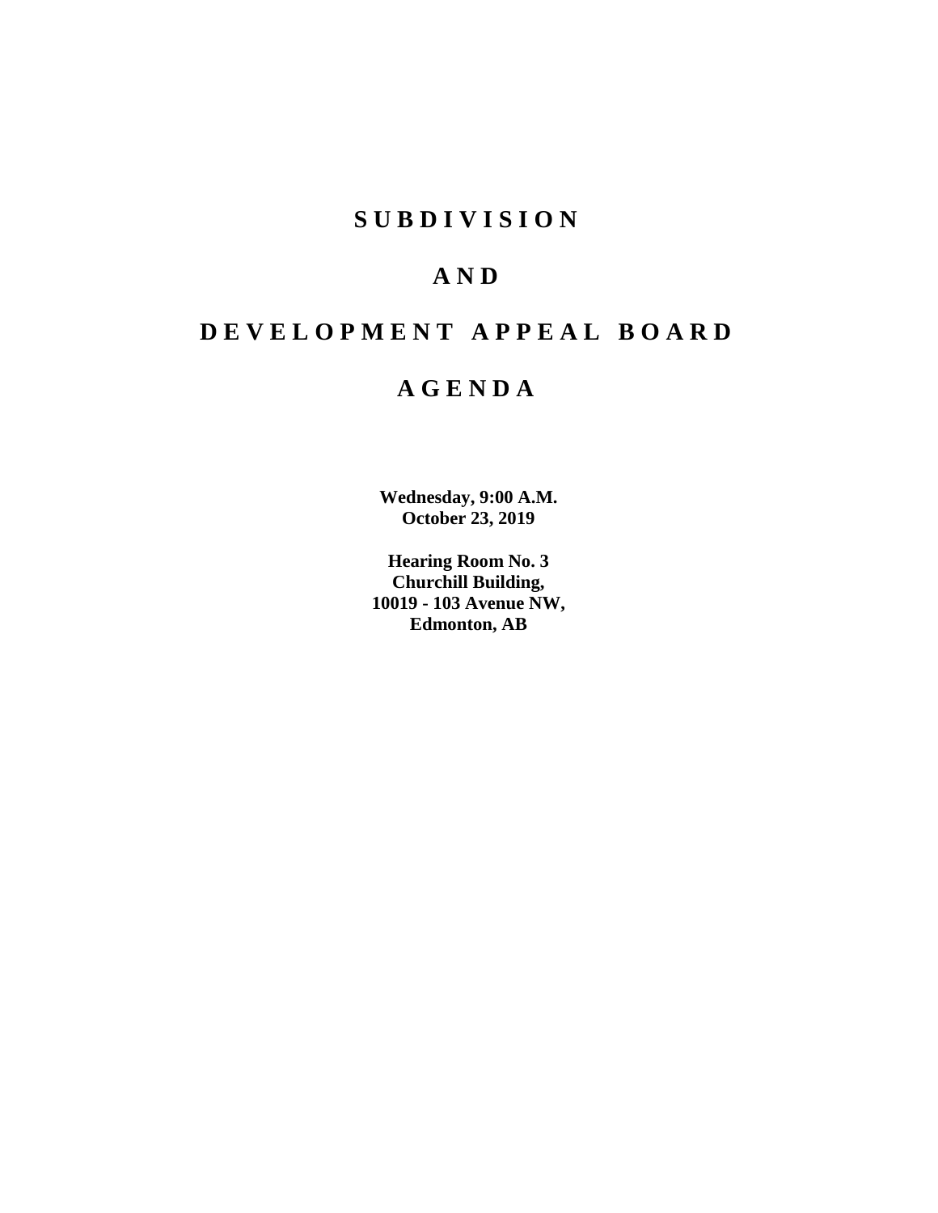# S U B D I V I S I O N

# A N D

# D E V E L O P M E N T A P P E A L B O A R D

# A G E N D A

**Wednesday, 9:00 A.M.**
**October 23, 2019**

**Hearing Room No. 3**
**Churchill Building,**
**10019 - 103 Avenue NW,**
**Edmonton, AB**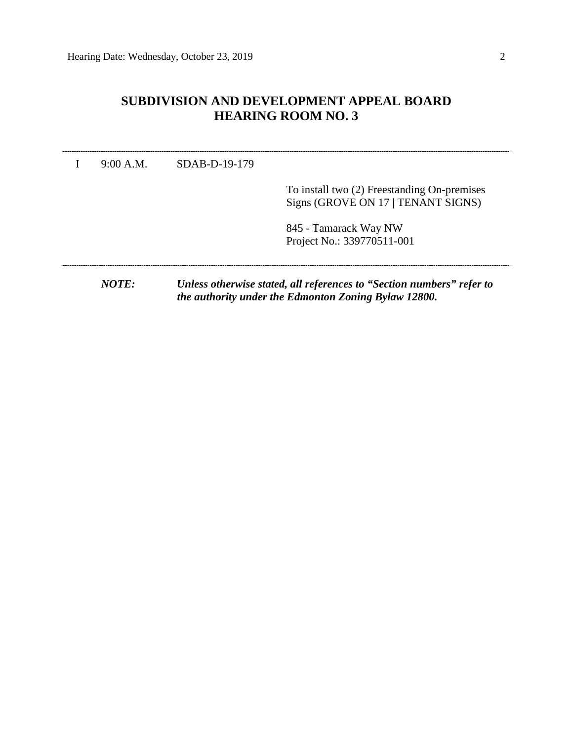# SUBDIVISION AND DEVELOPMENT APPEAL BOARD
# HEARING ROOM NO. 3

---

| | | | |
|---|---|---|---|
| I | 9:00 A.M. | SDAB-D-19-179 | |
| | | | To install two (2) Freestanding On-premises Signs (GROVE ON 17 \| TENANT SIGNS) |
| | | | 845 - Tamarack Way NW<br>Project No.: 339770511-001 |

---

***NOTE:*** ***Unless otherwise stated, all references to "Section numbers" refer to the authority under the Edmonton Zoning Bylaw 12800.***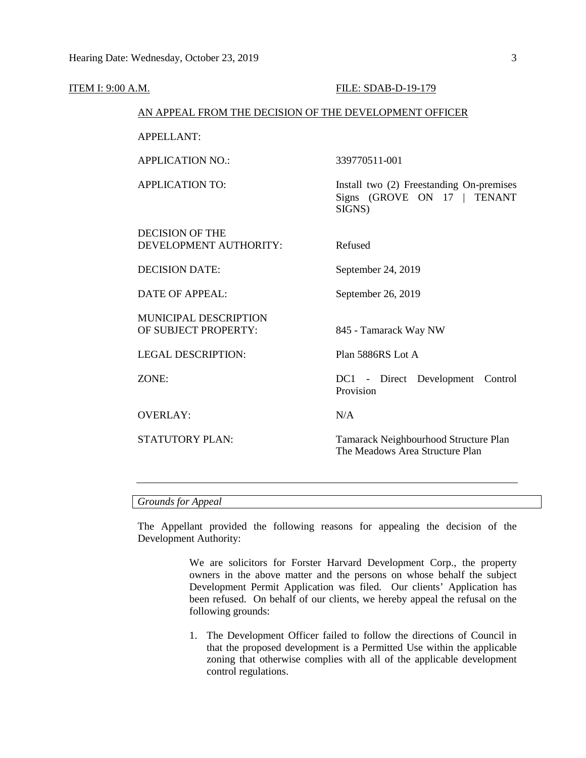ITEM I: 9:00 A.M. FILE: SDAB-D-19-179

AN APPEAL FROM THE DECISION OF THE DEVELOPMENT OFFICER

| | |
|---|---|
| APPELLANT: | |
| APPLICATION NO.: | 339770511-001 |
| APPLICATION TO: | Install two (2) Freestanding On-premises Signs (GROVE ON 17 \| TENANT SIGNS) |
| DECISION OF THE DEVELOPMENT AUTHORITY: | Refused |
| DECISION DATE: | September 24, 2019 |
| DATE OF APPEAL: | September 26, 2019 |
| MUNICIPAL DESCRIPTION OF SUBJECT PROPERTY: | 845 - Tamarack Way NW |
| LEGAL DESCRIPTION: | Plan 5886RS Lot A |
| ZONE: | DC1 - Direct Development Control Provision |
| OVERLAY: | N/A |
| STATUTORY PLAN: | Tamarack Neighbourhood Structure Plan<br>The Meadows Area Structure Plan |

---

*Grounds for Appeal*

The Appellant provided the following reasons for appealing the decision of the Development Authority:

> We are solicitors for Forster Harvard Development Corp., the property owners in the above matter and the persons on whose behalf the subject Development Permit Application was filed. Our clients' Application has been refused. On behalf of our clients, we hereby appeal the refusal on the following grounds:
>
> 1. The Development Officer failed to follow the directions of Council in that the proposed development is a Permitted Use within the applicable zoning that otherwise complies with all of the applicable development control regulations.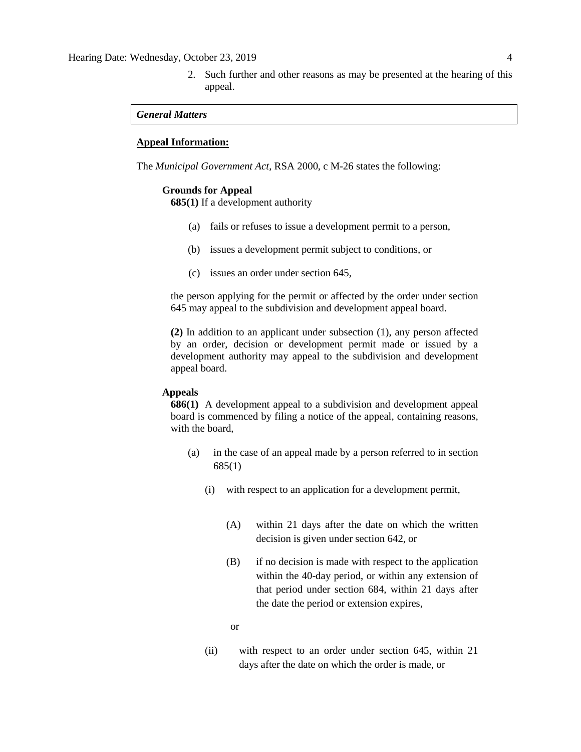2. Such further and other reasons as may be presented at the hearing of this appeal.

***General Matters***

**<u>Appeal Information:</u>**

The *Municipal Government Act*, RSA 2000, c M-26 states the following:

**Grounds for Appeal**

**685(1)** If a development authority

(a) fails or refuses to issue a development permit to a person,

(b) issues a development permit subject to conditions, or

(c) issues an order under section 645,

the person applying for the permit or affected by the order under section 645 may appeal to the subdivision and development appeal board.

**(2)** In addition to an applicant under subsection (1), any person affected by an order, decision or development permit made or issued by a development authority may appeal to the subdivision and development appeal board.

**Appeals**

**686(1)** A development appeal to a subdivision and development appeal board is commenced by filing a notice of the appeal, containing reasons, with the board,

(a) in the case of an appeal made by a person referred to in section 685(1)

(i) with respect to an application for a development permit,

(A) within 21 days after the date on which the written decision is given under section 642, or

(B) if no decision is made with respect to the application within the 40-day period, or within any extension of that period under section 684, within 21 days after the date the period or extension expires,

or

(ii) with respect to an order under section 645, within 21 days after the date on which the order is made, or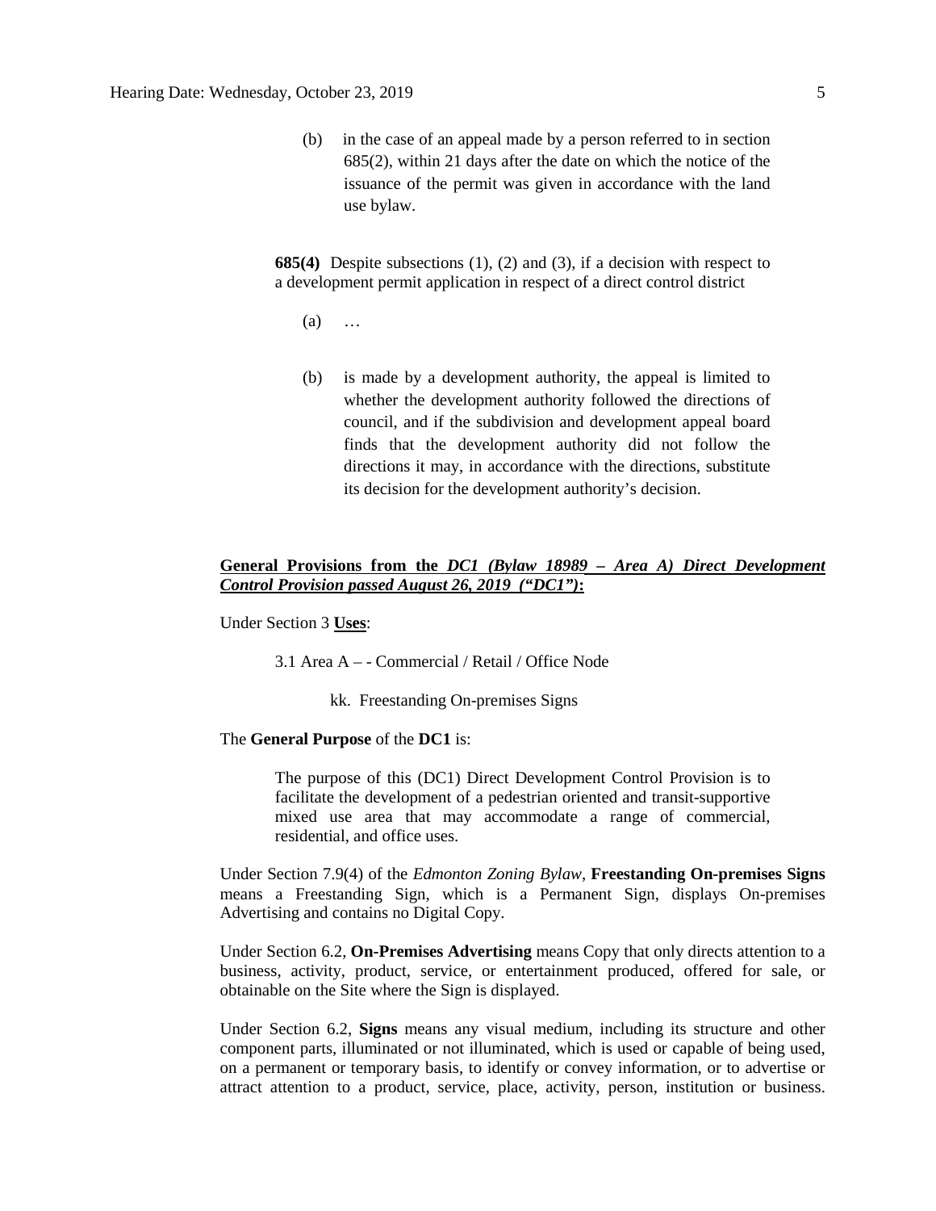(b) in the case of an appeal made by a person referred to in section 685(2), within 21 days after the date on which the notice of the issuance of the permit was given in accordance with the land use bylaw.

**685(4)** Despite subsections (1), (2) and (3), if a decision with respect to a development permit application in respect of a direct control district

(a) …

(b) is made by a development authority, the appeal is limited to whether the development authority followed the directions of council, and if the subdivision and development appeal board finds that the development authority did not follow the directions it may, in accordance with the directions, substitute its decision for the development authority's decision.

**General Provisions from the *DC1 (Bylaw 18989 – Area A) Direct Development Control Provision passed August 26, 2019 ("DC1")*:**

Under Section 3 **Uses**:

3.1 Area A – - Commercial / Retail / Office Node

kk. Freestanding On-premises Signs

The **General Purpose** of the **DC1** is:

> The purpose of this (DC1) Direct Development Control Provision is to facilitate the development of a pedestrian oriented and transit-supportive mixed use area that may accommodate a range of commercial, residential, and office uses.

Under Section 7.9(4) of the *Edmonton Zoning Bylaw*, **Freestanding On-premises Signs** means a Freestanding Sign, which is a Permanent Sign, displays On-premises Advertising and contains no Digital Copy.

Under Section 6.2, **On-Premises Advertising** means Copy that only directs attention to a business, activity, product, service, or entertainment produced, offered for sale, or obtainable on the Site where the Sign is displayed.

Under Section 6.2, **Signs** means any visual medium, including its structure and other component parts, illuminated or not illuminated, which is used or capable of being used, on a permanent or temporary basis, to identify or convey information, or to advertise or attract attention to a product, service, place, activity, person, institution or business.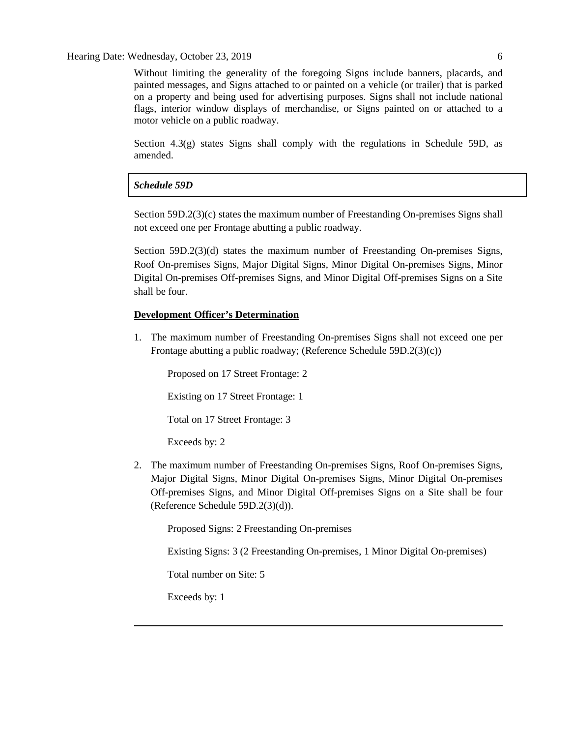Without limiting the generality of the foregoing Signs include banners, placards, and painted messages, and Signs attached to or painted on a vehicle (or trailer) that is parked on a property and being used for advertising purposes. Signs shall not include national flags, interior window displays of merchandise, or Signs painted on or attached to a motor vehicle on a public roadway.

Section 4.3(g) states Signs shall comply with the regulations in Schedule 59D, as amended.

***Schedule 59D***

Section 59D.2(3)(c) states the maximum number of Freestanding On-premises Signs shall not exceed one per Frontage abutting a public roadway.

Section 59D.2(3)(d) states the maximum number of Freestanding On-premises Signs, Roof On-premises Signs, Major Digital Signs, Minor Digital On-premises Signs, Minor Digital On-premises Off-premises Signs, and Minor Digital Off-premises Signs on a Site shall be four.

**Development Officer's Determination**

1. The maximum number of Freestanding On-premises Signs shall not exceed one per Frontage abutting a public roadway; (Reference Schedule 59D.2(3)(c))

   Proposed on 17 Street Frontage: 2

   Existing on 17 Street Frontage: 1

   Total on 17 Street Frontage: 3

   Exceeds by: 2

2. The maximum number of Freestanding On-premises Signs, Roof On-premises Signs, Major Digital Signs, Minor Digital On-premises Signs, Minor Digital On-premises Off-premises Signs, and Minor Digital Off-premises Signs on a Site shall be four (Reference Schedule 59D.2(3)(d)).

   Proposed Signs: 2 Freestanding On-premises

   Existing Signs: 3 (2 Freestanding On-premises, 1 Minor Digital On-premises)

   Total number on Site: 5

   Exceeds by: 1

---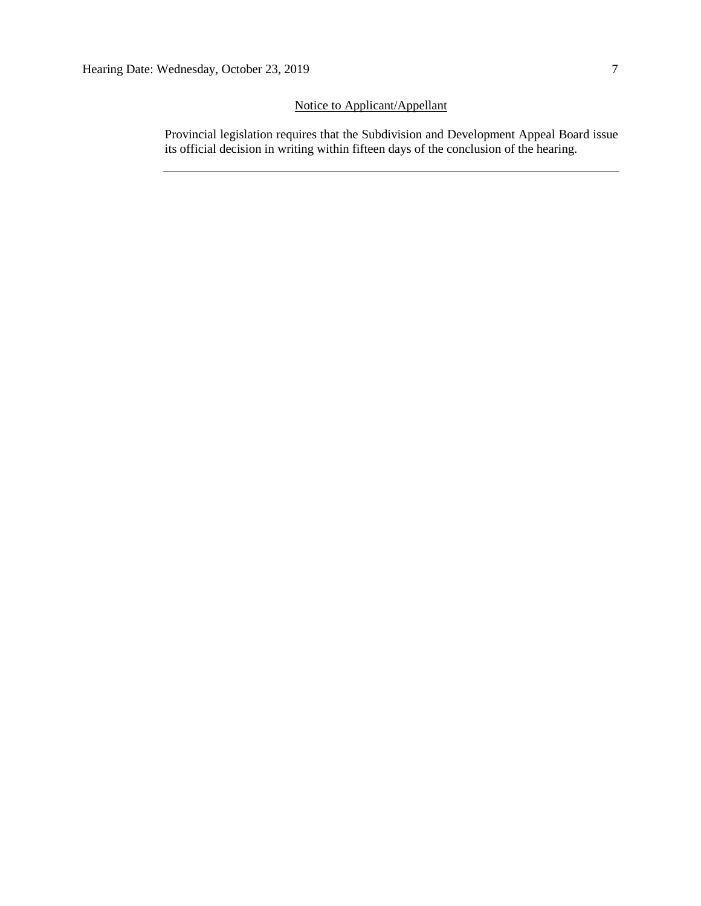Notice to Applicant/Appellant

Provincial legislation requires that the Subdivision and Development Appeal Board issue its official decision in writing within fifteen days of the conclusion of the hearing.

---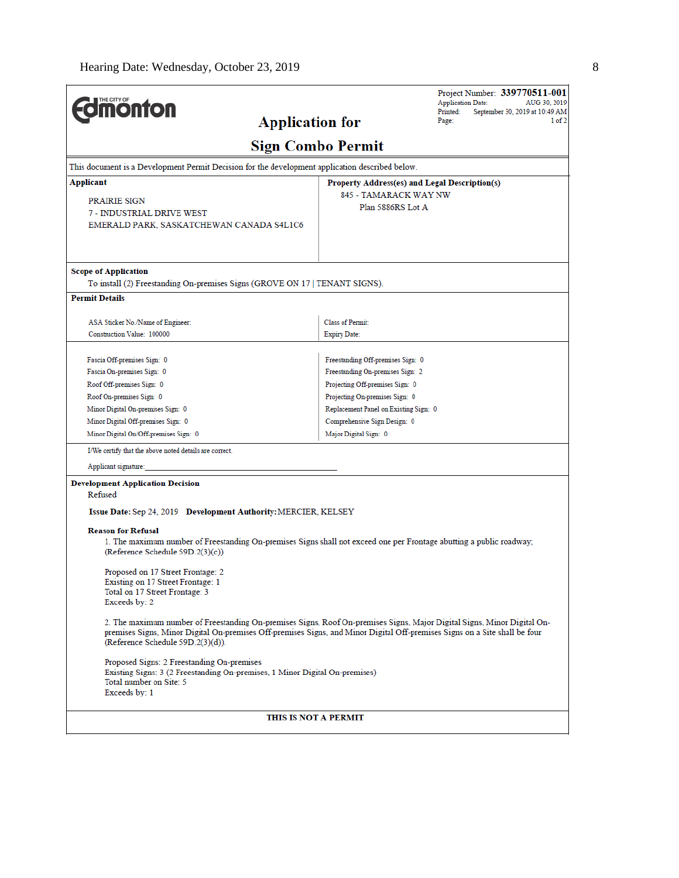Hearing Date: Wednesday, October 23, 2019

THE CITY OF Edmonton

# Application for Sign Combo Permit

Project Number: **339770511-001**
Application Date: AUG 30, 2019
Printed: September 30, 2019 at 10:49 AM
Page: 1 of 2

This document is a Development Permit Decision for the development application described below.

| **Applicant** | **Property Address(es) and Legal Description(s)** |
|---|---|
| PRAIRIE SIGN<br>7 - INDUSTRIAL DRIVE WEST<br>EMERALD PARK, SASKATCHEWAN CANADA S4L1C6 | 845 - TAMARACK WAY NW<br>Plan 5886RS Lot A |

**Scope of Application**

To install (2) Freestanding On-premises Signs (GROVE ON 17 \| TENANT SIGNS).

**Permit Details**

| | |
|---|---|
| ASA Sticker No./Name of Engineer: | Class of Permit: |
| Construction Value: 100000 | Expiry Date: |

| | |
|---|---|
| Fascia Off-premises Sign: 0 | Freestanding Off-premises Sign: 0 |
| Fascia On-premises Sign: 0 | Freestanding On-premises Sign: 2 |
| Roof Off-premises Sign: 0 | Projecting Off-premises Sign: 0 |
| Roof On-premises Sign: 0 | Projecting On-premises Sign: 0 |
| Minor Digital On-premises Sign: 0 | Replacement Panel on Existing Sign: 0 |
| Minor Digital Off-premises Sign: 0 | Comprehensive Sign Design: 0 |
| Minor Digital On/Off-premises Sign: 0 | Major Digital Sign: 0 |

I/We certify that the above noted details are correct.

Applicant signature:_______________________________________

**Development Application Decision**

Refused

**Issue Date:** Sep 24, 2019 **Development Authority:** MERCIER, KELSEY

**Reason for Refusal**

1. The maximum number of Freestanding On-premises Signs shall not exceed one per Frontage abutting a public roadway; (Reference Schedule 59D.2(3)(c))

Proposed on 17 Street Frontage: 2
Existing on 17 Street Frontage: 1
Total on 17 Street Frontage: 3
Exceeds by: 2

2. The maximum number of Freestanding On-premises Signs, Roof On-premises Signs, Major Digital Signs, Minor Digital On-premises Signs, Minor Digital On-premises Off-premises Signs, and Minor Digital Off-premises Signs on a Site shall be four (Reference Schedule 59D.2(3)(d)).

Proposed Signs: 2 Freestanding On-premises
Existing Signs: 3 (2 Freestanding On-premises, 1 Minor Digital On-premises)
Total number on Site: 5
Exceeds by: 1

**THIS IS NOT A PERMIT**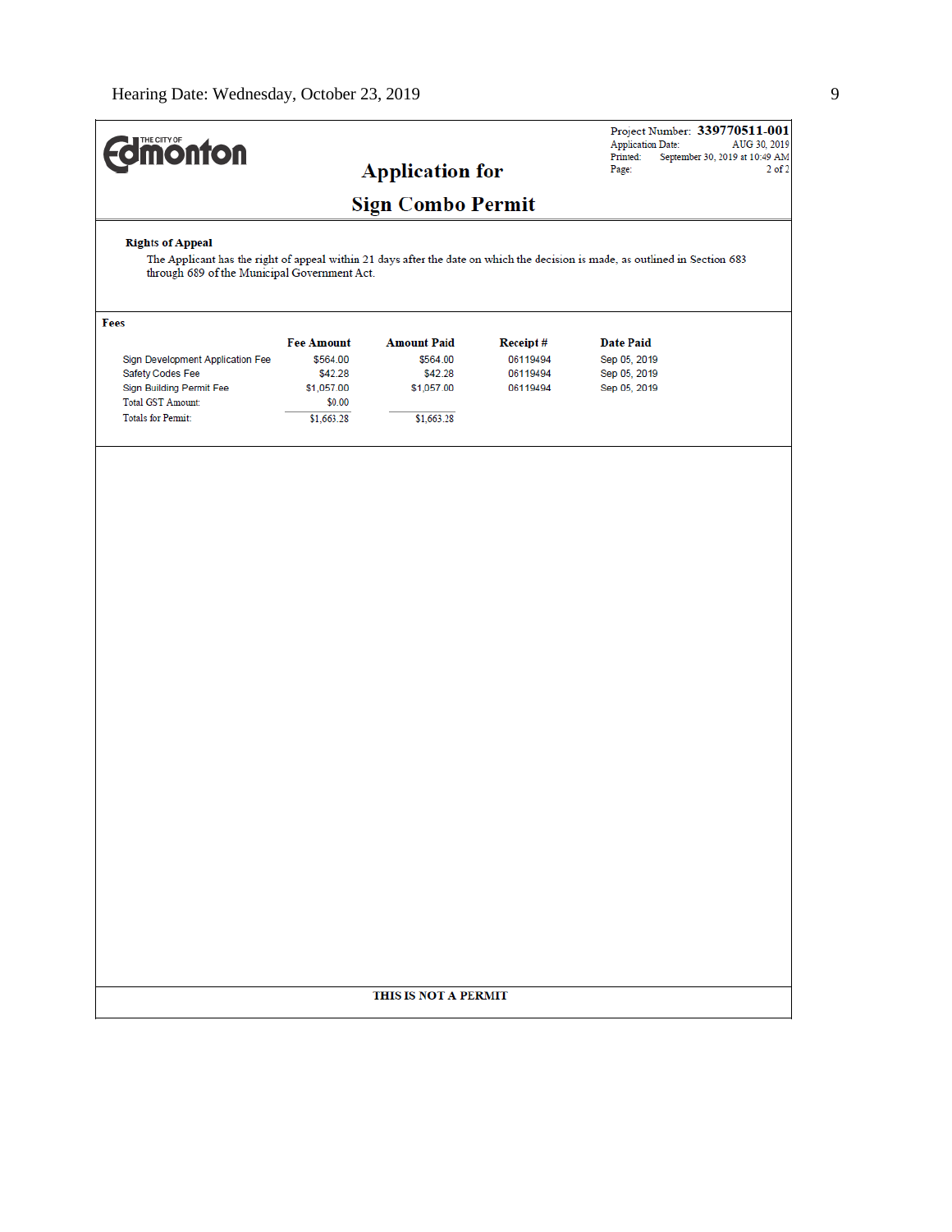THE CITY OF Edmonton

# Application for

# Sign Combo Permit

Project Number: **339770511-001**
Application Date: AUG 30, 2019
Printed: September 30, 2019 at 10:49 AM
Page: 2 of 2

**Rights of Appeal**

The Applicant has the right of appeal within 21 days after the date on which the decision is made, as outlined in Section 683 through 689 of the Municipal Government Act.

**Fees**

| | Fee Amount | Amount Paid | Receipt # | Date Paid |
|---|---|---|---|---|
| Sign Development Application Fee | $564.00 | $564.00 | 06119494 | Sep 05, 2019 |
| Safety Codes Fee | $42.28 | $42.28 | 06119494 | Sep 05, 2019 |
| Sign Building Permit Fee | $1,057.00 | $1,057.00 | 06119494 | Sep 05, 2019 |
| Total GST Amount: | $0.00 | | | |
| Totals for Permit: | $1,663.28 | $1,663.28 | | |

**THIS IS NOT A PERMIT**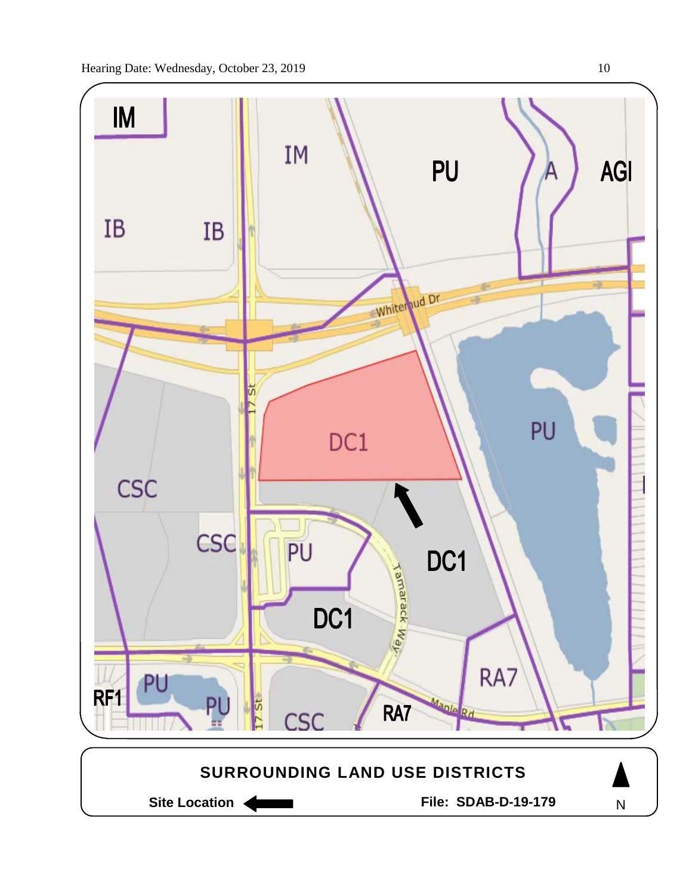IM

IM

PU

A

AGI

IB

IB

Whitemud Dr

17 St

DC1

PU

CSC

CSC

PU

Tamarack Way

DC1

DC1

RA7

PU

RF1

PU

17 St

CSC

RA7

Maple Rd

**SURROUNDING LAND USE DISTRICTS**

**Site Location**

**File: SDAB-D-19-179**

N